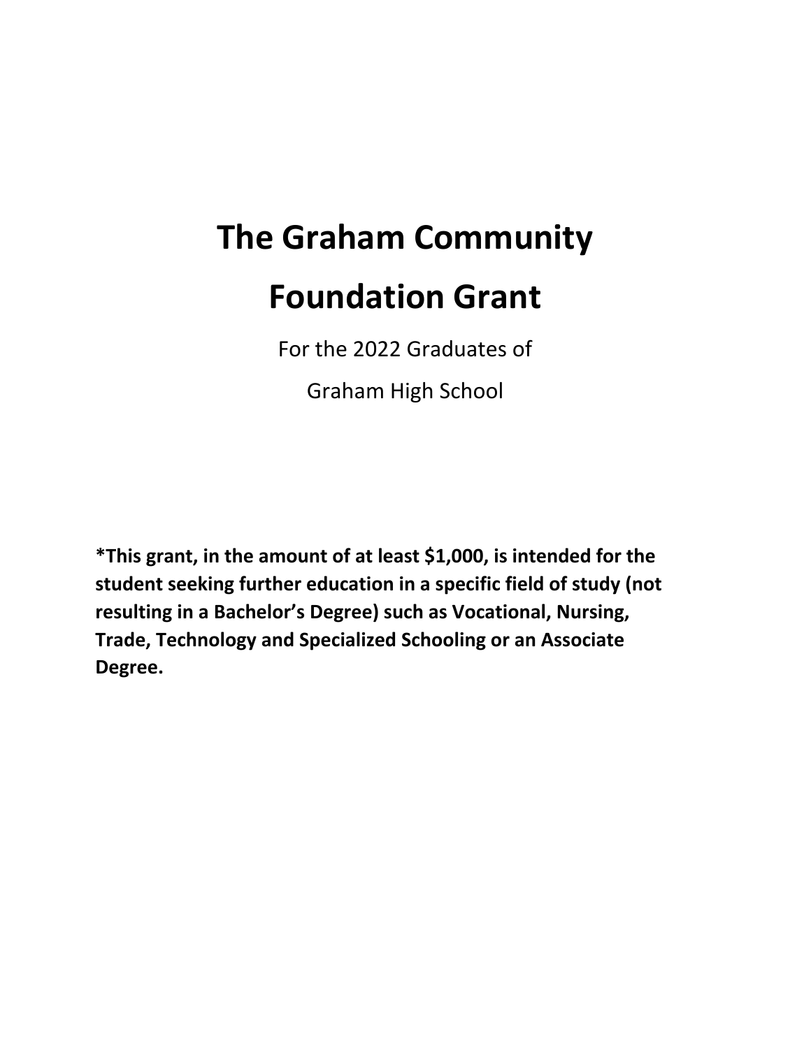# The Graham Community Foundation Grant

For the 2022 Graduates of

Graham High School

**\*This grant, in the amount of at least $1,000, is intended for the student seeking further education in a specific field of study (not resulting in a Bachelor's Degree) such as Vocational, Nursing, Trade, Technology and Specialized Schooling or an Associate Degree.**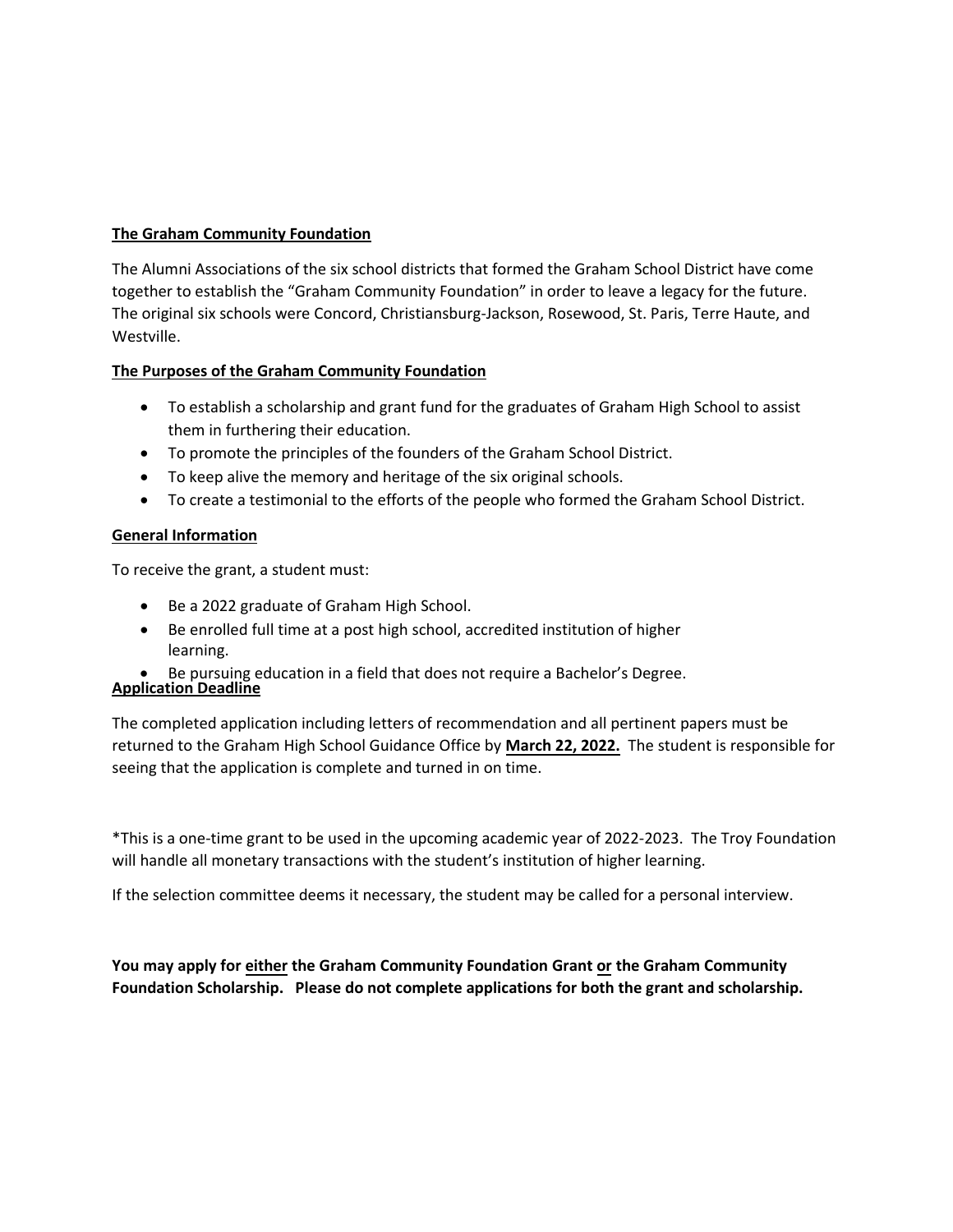**The Graham Community Foundation**

The Alumni Associations of the six school districts that formed the Graham School District have come together to establish the "Graham Community Foundation" in order to leave a legacy for the future. The original six schools were Concord, Christiansburg-Jackson, Rosewood, St. Paris, Terre Haute, and Westville.

**The Purposes of the Graham Community Foundation**

- To establish a scholarship and grant fund for the graduates of Graham High School to assist them in furthering their education.
- To promote the principles of the founders of the Graham School District.
- To keep alive the memory and heritage of the six original schools.
- To create a testimonial to the efforts of the people who formed the Graham School District.

**General Information**

To receive the grant, a student must:

- Be a 2022 graduate of Graham High School.
- Be enrolled full time at a post high school, accredited institution of higher learning.
- Be pursuing education in a field that does not require a Bachelor's Degree.

**Application Deadline**

The completed application including letters of recommendation and all pertinent papers must be returned to the Graham High School Guidance Office by **March 22, 2022.** The student is responsible for seeing that the application is complete and turned in on time.

*This is a one-time grant to be used in the upcoming academic year of 2022-2023. The Troy Foundation will handle all monetary transactions with the student's institution of higher learning.

If the selection committee deems it necessary, the student may be called for a personal interview.

**You may apply for either the Graham Community Foundation Grant or the Graham Community Foundation Scholarship. Please do not complete applications for both the grant and scholarship.**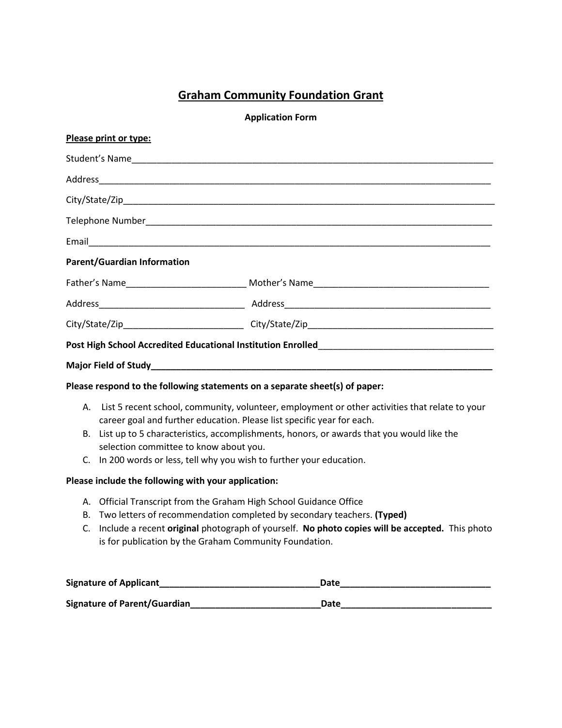# Graham Community Foundation Grant

**Application Form**

**Please print or type:**

Student's Name_______________________________________________________________________

Address_______________________________________________________________________________

City/State/Zip________________________________________________________________________

Telephone Number______________________________________________________________________

Email_________________________________________________________________________________

**Parent/Guardian Information**

Father's Name________________________ Mother's Name___________________________________

Address_____________________________ Address_________________________________________

City/State/Zip________________________ City/State/Zip__________________________________

**Post High School Accredited Educational Institution Enrolled**__________________________________

**Major Field of Study**_________________________________________________________________

**Please respond to the following statements on a separate sheet(s) of paper:**

A. List 5 recent school, community, volunteer, employment or other activities that relate to your career goal and further education. Please list specific year for each.
B. List up to 5 characteristics, accomplishments, honors, or awards that you would like the selection committee to know about you.
C. In 200 words or less, tell why you wish to further your education.

**Please include the following with your application:**

A. Official Transcript from the Graham High School Guidance Office
B. Two letters of recommendation completed by secondary teachers. **(Typed)**
C. Include a recent **original** photograph of yourself. **No photo copies will be accepted.** This photo is for publication by the Graham Community Foundation.

**Signature of Applicant**________________________________**Date**______________________________

**Signature of Parent/Guardian**__________________________**Date**______________________________